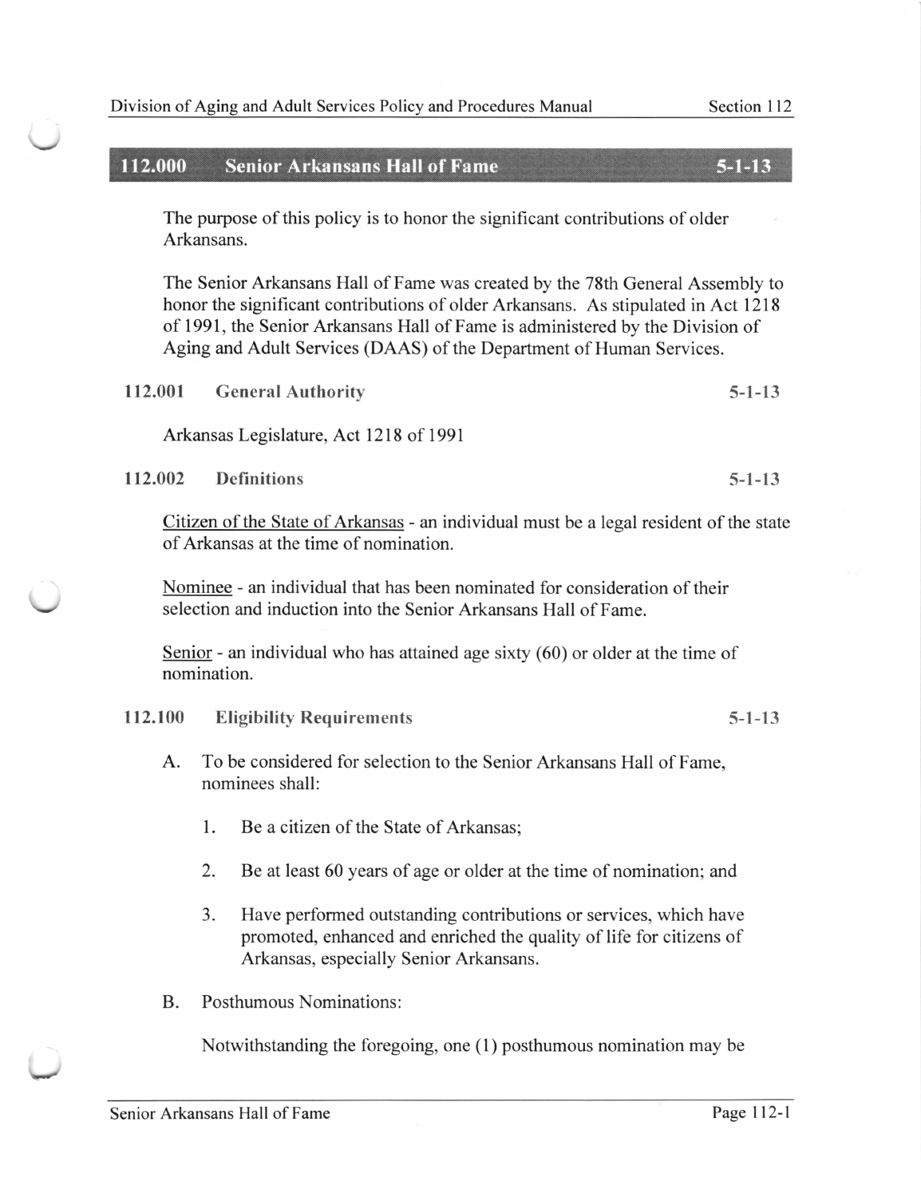## 112.000 Senior Arkansans Hall of Fame 5-1-13

The purpose of this policy is to honor the significant contributions of older Arkansans.

The Senior Arkansans Hall of Fame was created by the 78th General Assembly to honor the significant contributions of older Arkansans. As stipulated in Act 1218 of 1991, the Senior Arkansans Hall of Fame is administered by the Division of Aging and Adult Services (DAAS) of the Department of Human Services.

### 112.001 General Authority 5-1-13

Arkansas Legislature, Act 1218 of 1991

### 112.002 Definitions 5-1-13

Citizen of the State of Arkansas - an individual must be a legal resident of the state of Arkansas at the time of nomination.

Nominee - an individual that has been nominated for consideration of their selection and induction into the Senior Arkansans Hall of Fame.

Senior - an individual who has attained age sixty (60) or older at the time of nomination.

### 112.100 Eligibility Requirements 5-1-13

A. To be considered for selection to the Senior Arkansans Hall of Fame, nominees shall:

1. Be a citizen of the State of Arkansas;

2. Be at least 60 years of age or older at the time of nomination; and

3. Have performed outstanding contributions or services, which have promoted, enhanced and enriched the quality of life for citizens of Arkansas, especially Senior Arkansans.

B. Posthumous Nominations:

Notwithstanding the foregoing, one (1) posthumous nomination may be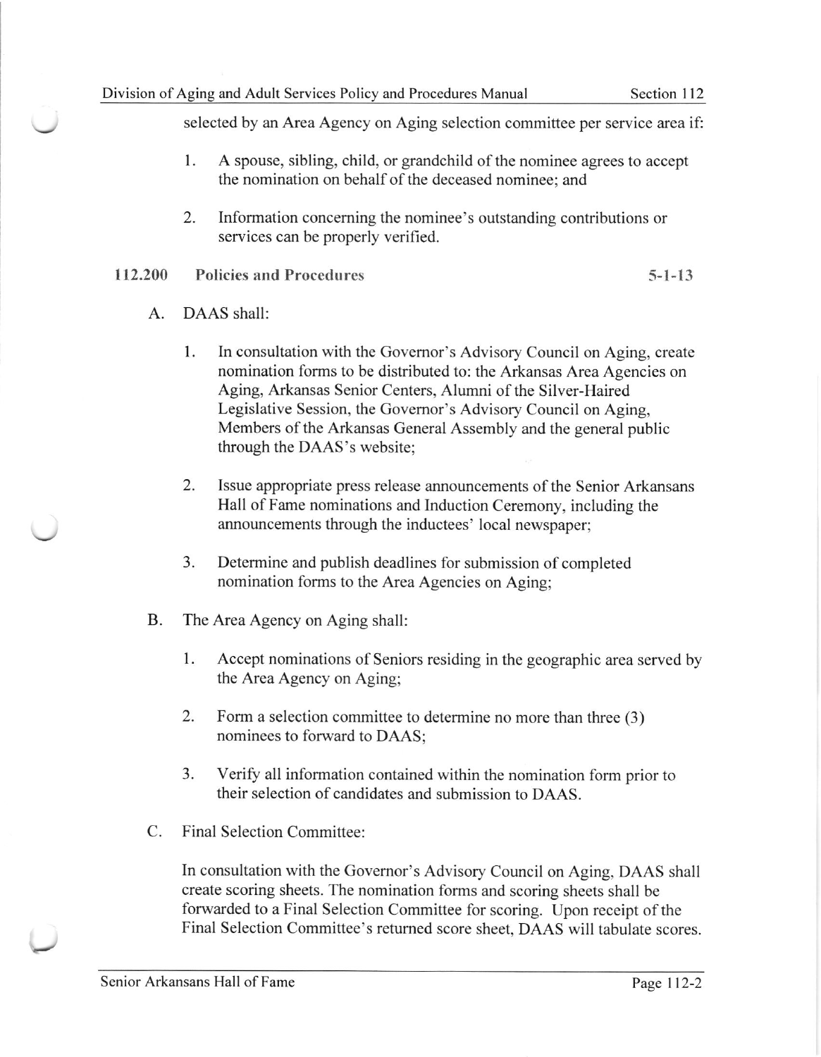selected by an Area Agency on Aging selection committee per service area if:

1. A spouse, sibling, child, or grandchild of the nominee agrees to accept the nomination on behalf of the deceased nominee; and

2. Information concerning the nominee's outstanding contributions or services can be properly verified.

## 112.200 Policies and Procedures 5-1-13

A. DAAS shall:

1. In consultation with the Governor's Advisory Council on Aging, create nomination forms to be distributed to: the Arkansas Area Agencies on Aging, Arkansas Senior Centers, Alumni of the Silver-Haired Legislative Session, the Governor's Advisory Council on Aging, Members of the Arkansas General Assembly and the general public through the DAAS's website;

2. Issue appropriate press release announcements of the Senior Arkansans Hall of Fame nominations and Induction Ceremony, including the announcements through the inductees' local newspaper;

3. Determine and publish deadlines for submission of completed nomination forms to the Area Agencies on Aging;

B. The Area Agency on Aging shall:

1. Accept nominations of Seniors residing in the geographic area served by the Area Agency on Aging;

2. Form a selection committee to determine no more than three (3) nominees to forward to DAAS;

3. Verify all information contained within the nomination form prior to their selection of candidates and submission to DAAS.

C. Final Selection Committee:

In consultation with the Governor's Advisory Council on Aging, DAAS shall create scoring sheets. The nomination forms and scoring sheets shall be forwarded to a Final Selection Committee for scoring. Upon receipt of the Final Selection Committee's returned score sheet, DAAS will tabulate scores.